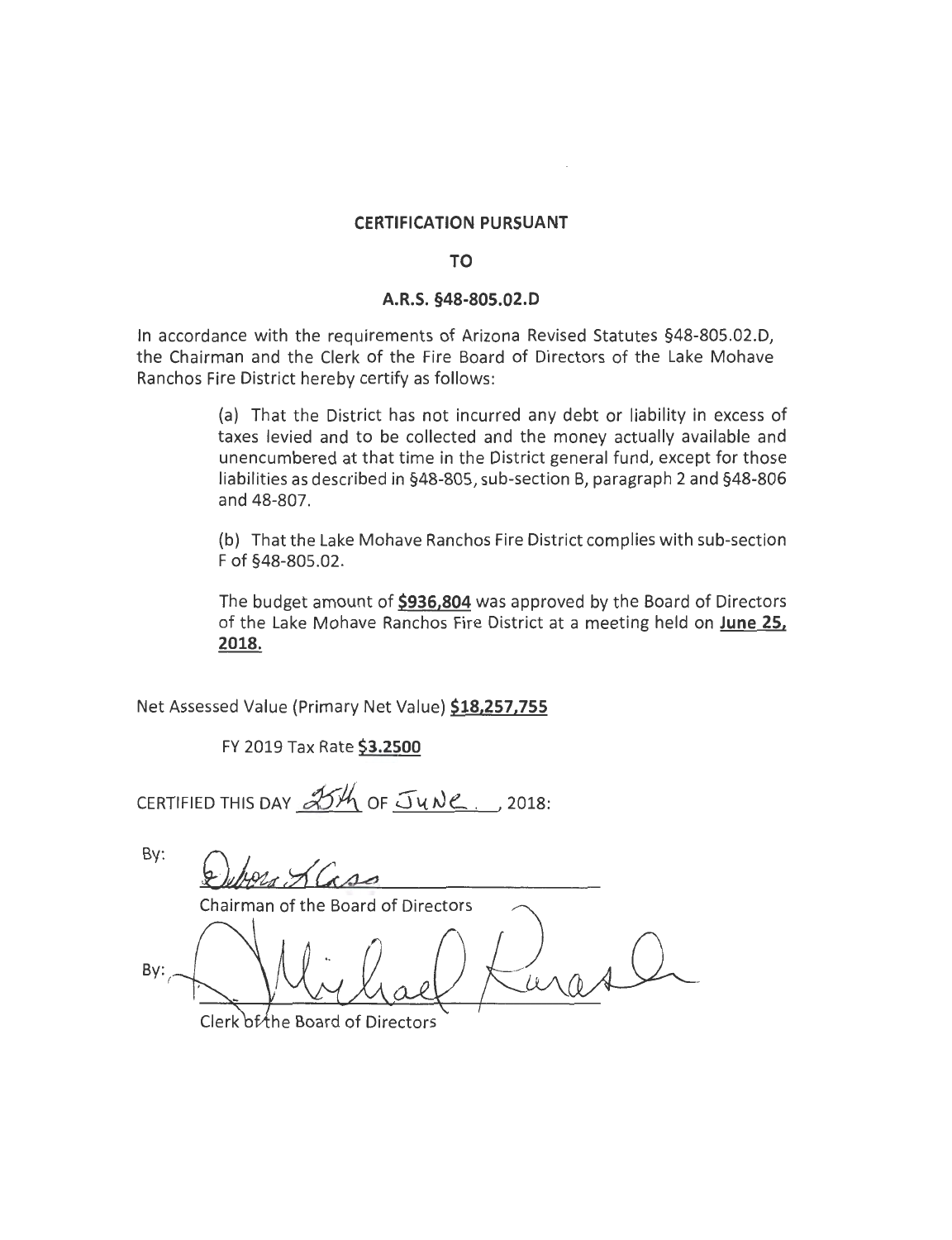**CERTIFICATION PURSUANT**

**TO**

**A.R.S. §48-805.02.D**

In accordance with the requirements of Arizona Revised Statutes §48-805.02.D, the Chairman and the Clerk of the Fire Board of Directors of the Lake Mohave Ranchos Fire District hereby certify as follows:

(a) That the District has not incurred any debt or liability in excess of taxes levied and to be collected and the money actually available and unencumbered at that time in the District general fund, except for those liabilities as described in §48-805, sub-section B, paragraph 2 and §48-806 and 48-807.

(b) That the Lake Mohave Ranchos Fire District complies with sub-section F of §48-805.02.

The budget amount of **$936,804** was approved by the Board of Directors of the Lake Mohave Ranchos Fire District at a meeting held on **June 25, 2018.**

Net Assessed Value (Primary Net Value) **$18,257,755**

FY 2019 Tax Rate **$3.2500**

CERTIFIED THIS DAY 25th OF June, 2018:

By: Debora Klass
Chairman of the Board of Directors

By: Michael Kurasch
Clerk of the Board of Directors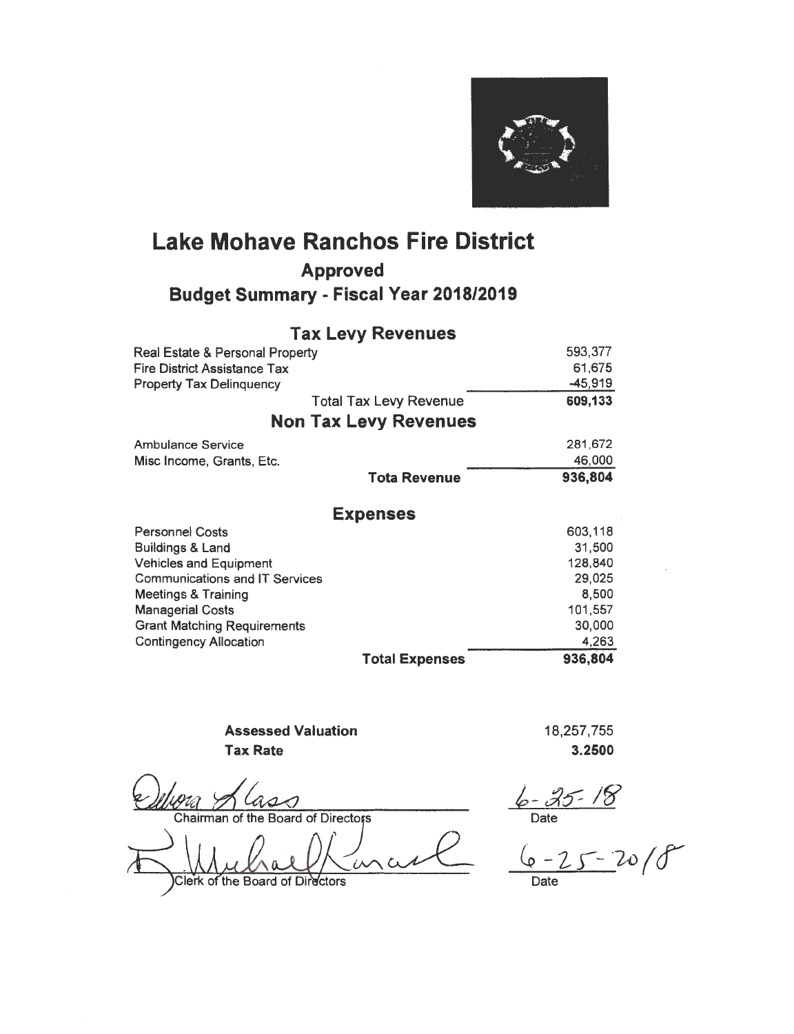# Lake Mohave Ranchos Fire District

## Approved

## Budget Summary - Fiscal Year 2018/2019

### Tax Levy Revenues

| | |
|---|---|
| Real Estate & Personal Property | 593,377 |
| Fire District Assistance Tax | 61,675 |
| Property Tax Delinquency | -45,919 |
| Total Tax Levy Revenue | **609,133** |

### Non Tax Levy Revenues

| | |
|---|---|
| Ambulance Service | 281,672 |
| Misc Income, Grants, Etc. | 46,000 |
| **Tota Revenue** | **936,804** |

### Expenses

| | |
|---|---|
| Personnel Costs | 603,118 |
| Buildings & Land | 31,500 |
| Vehicles and Equipment | 128,840 |
| Communications and IT Services | 29,025 |
| Meetings & Training | 8,500 |
| Managerial Costs | 101,557 |
| Grant Matching Requirements | 30,000 |
| Contingency Allocation | 4,263 |
| **Total Expenses** | **936,804** |

| | |
|---|---|
| **Assessed Valuation** | 18,257,755 |
| **Tax Rate** | **3.2500** |

Chairman of the Board of Directors — Date: 6-25-18

Clerk of the Board of Directors — Date: 6-25-2018